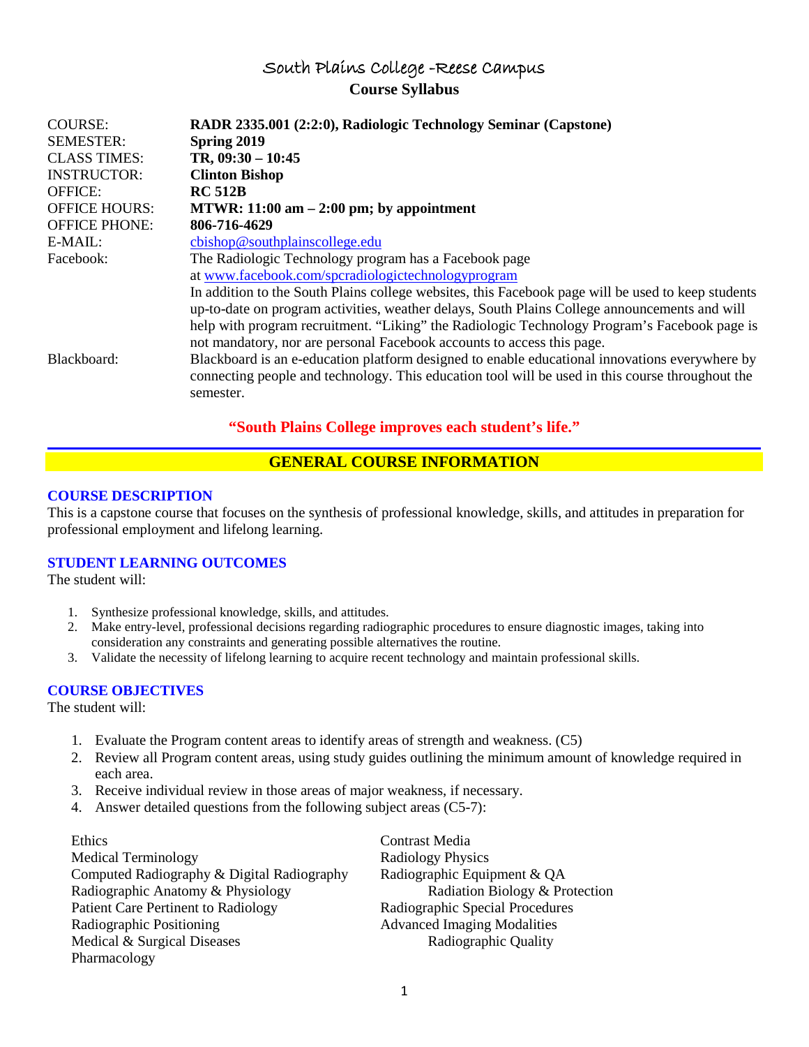# South Plains College -Reese Campus

## Course Syllabus

| | |
|---|---|
| COURSE: | **RADR 2335.001 (2:2:0), Radiologic Technology Seminar (Capstone)** |
| SEMESTER: | **Spring 2019** |
| CLASS TIMES: | **TR, 09:30 – 10:45** |
| INSTRUCTOR: | **Clinton Bishop** |
| OFFICE: | **RC 512B** |
| OFFICE HOURS: | **MTWR: 11:00 am – 2:00 pm; by appointment** |
| OFFICE PHONE: | **806-716-4629** |
| E-MAIL: | cbishop@southplainscollege.edu |
| Facebook: | The Radiologic Technology program has a Facebook page at www.facebook.com/spcradiologictechnologyprogram In addition to the South Plains college websites, this Facebook page will be used to keep students up-to-date on program activities, weather delays, South Plains College announcements and will help with program recruitment. "Liking" the Radiologic Technology Program's Facebook page is not mandatory, nor are personal Facebook accounts to access this page. |
| Blackboard: | Blackboard is an e-education platform designed to enable educational innovations everywhere by connecting people and technology. This education tool will be used in this course throughout the semester. |

**"South Plains College improves each student's life."**

## GENERAL COURSE INFORMATION

### COURSE DESCRIPTION

This is a capstone course that focuses on the synthesis of professional knowledge, skills, and attitudes in preparation for professional employment and lifelong learning.

### STUDENT LEARNING OUTCOMES

The student will:

1. Synthesize professional knowledge, skills, and attitudes.
2. Make entry-level, professional decisions regarding radiographic procedures to ensure diagnostic images, taking into consideration any constraints and generating possible alternatives the routine.
3. Validate the necessity of lifelong learning to acquire recent technology and maintain professional skills.

### COURSE OBJECTIVES

The student will:

1. Evaluate the Program content areas to identify areas of strength and weakness. (C5)
2. Review all Program content areas, using study guides outlining the minimum amount of knowledge required in each area.
3. Receive individual review in those areas of major weakness, if necessary.
4. Answer detailed questions from the following subject areas (C5-7):

- Ethics
- Medical Terminology
- Computed Radiography & Digital Radiography
- Radiographic Anatomy & Physiology
- Patient Care Pertinent to Radiology
- Radiographic Positioning
- Medical & Surgical Diseases
- Pharmacology
- Contrast Media
- Radiology Physics
- Radiographic Equipment & QA
- Radiation Biology & Protection
- Radiographic Special Procedures
- Advanced Imaging Modalities
- Radiographic Quality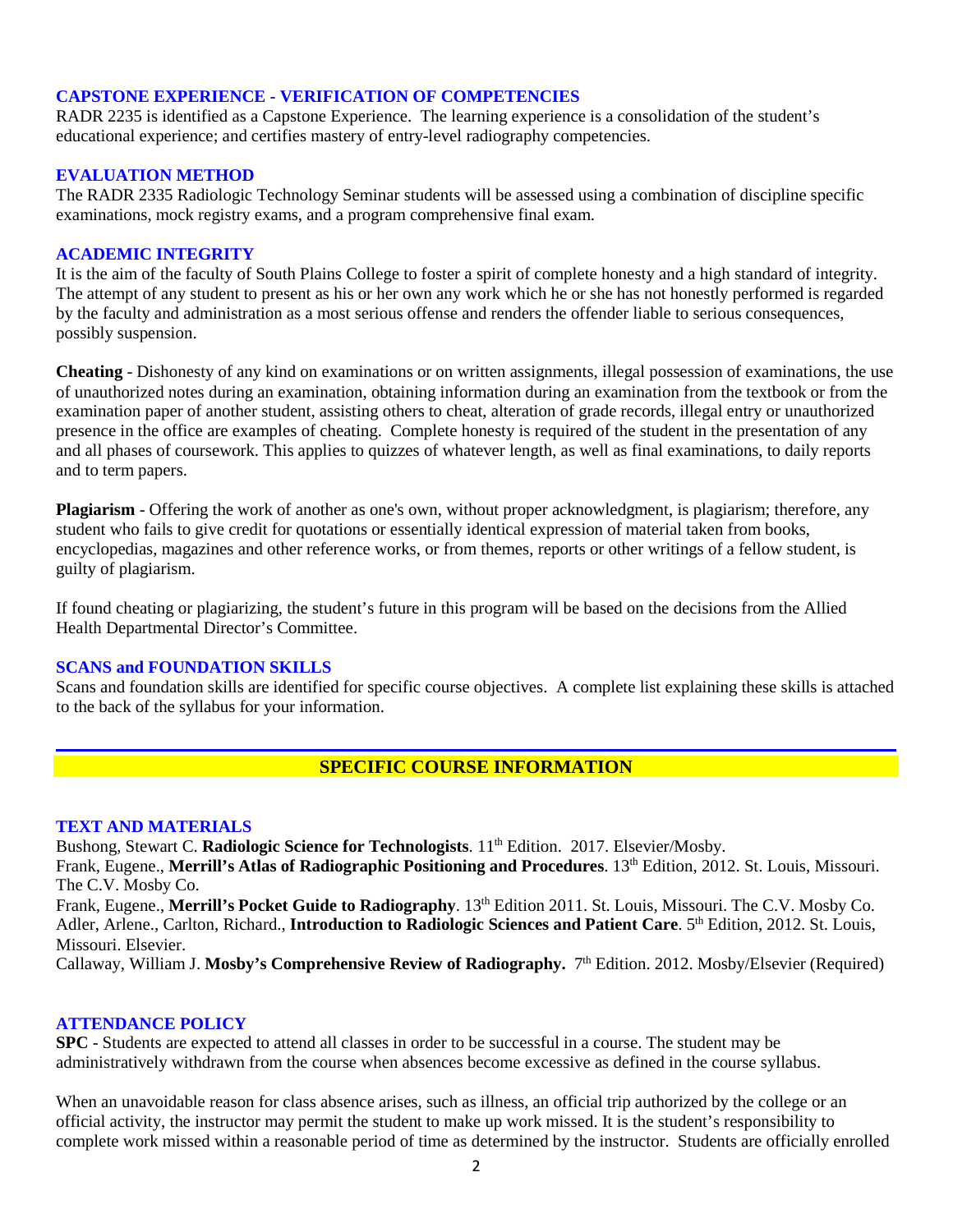## CAPSTONE EXPERIENCE - VERIFICATION OF COMPETENCIES

RADR 2235 is identified as a Capstone Experience. The learning experience is a consolidation of the student's educational experience; and certifies mastery of entry-level radiography competencies.

## EVALUATION METHOD

The RADR 2335 Radiologic Technology Seminar students will be assessed using a combination of discipline specific examinations, mock registry exams, and a program comprehensive final exam.

## ACADEMIC INTEGRITY

It is the aim of the faculty of South Plains College to foster a spirit of complete honesty and a high standard of integrity. The attempt of any student to present as his or her own any work which he or she has not honestly performed is regarded by the faculty and administration as a most serious offense and renders the offender liable to serious consequences, possibly suspension.

**Cheating** - Dishonesty of any kind on examinations or on written assignments, illegal possession of examinations, the use of unauthorized notes during an examination, obtaining information during an examination from the textbook or from the examination paper of another student, assisting others to cheat, alteration of grade records, illegal entry or unauthorized presence in the office are examples of cheating. Complete honesty is required of the student in the presentation of any and all phases of coursework. This applies to quizzes of whatever length, as well as final examinations, to daily reports and to term papers.

**Plagiarism** - Offering the work of another as one's own, without proper acknowledgment, is plagiarism; therefore, any student who fails to give credit for quotations or essentially identical expression of material taken from books, encyclopedias, magazines and other reference works, or from themes, reports or other writings of a fellow student, is guilty of plagiarism.

If found cheating or plagiarizing, the student's future in this program will be based on the decisions from the Allied Health Departmental Director's Committee.

## SCANS and FOUNDATION SKILLS

Scans and foundation skills are identified for specific course objectives. A complete list explaining these skills is attached to the back of the syllabus for your information.

# SPECIFIC COURSE INFORMATION

## TEXT AND MATERIALS

Bushong, Stewart C. **Radiologic Science for Technologists**. 11th Edition. 2017. Elsevier/Mosby.
Frank, Eugene., **Merrill's Atlas of Radiographic Positioning and Procedures**. 13th Edition, 2012. St. Louis, Missouri. The C.V. Mosby Co.
Frank, Eugene., **Merrill's Pocket Guide to Radiography**. 13th Edition 2011. St. Louis, Missouri. The C.V. Mosby Co.
Adler, Arlene., Carlton, Richard., **Introduction to Radiologic Sciences and Patient Care**. 5th Edition, 2012. St. Louis, Missouri. Elsevier.
Callaway, William J. **Mosby's Comprehensive Review of Radiography.** 7th Edition. 2012. Mosby/Elsevier (Required)

## ATTENDANCE POLICY

**SPC** - Students are expected to attend all classes in order to be successful in a course. The student may be administratively withdrawn from the course when absences become excessive as defined in the course syllabus.

When an unavoidable reason for class absence arises, such as illness, an official trip authorized by the college or an official activity, the instructor may permit the student to make up work missed. It is the student's responsibility to complete work missed within a reasonable period of time as determined by the instructor. Students are officially enrolled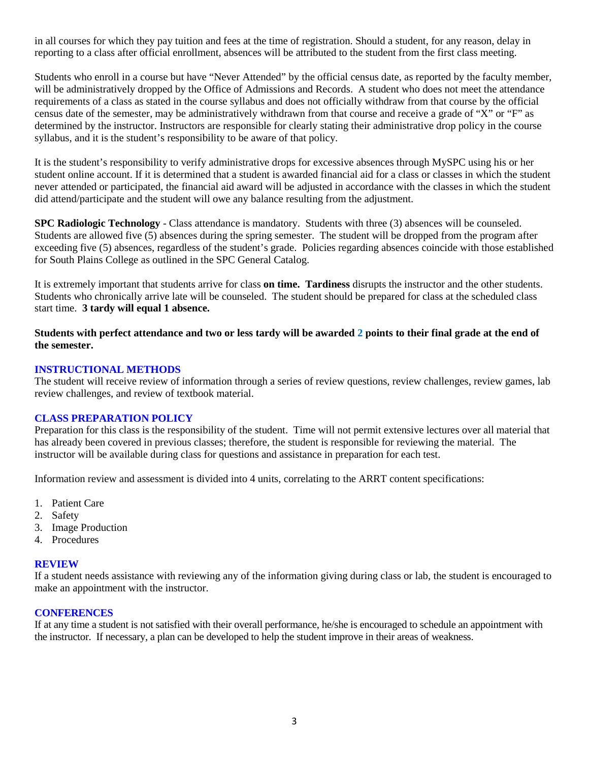in all courses for which they pay tuition and fees at the time of registration. Should a student, for any reason, delay in reporting to a class after official enrollment, absences will be attributed to the student from the first class meeting.

Students who enroll in a course but have "Never Attended" by the official census date, as reported by the faculty member, will be administratively dropped by the Office of Admissions and Records. A student who does not meet the attendance requirements of a class as stated in the course syllabus and does not officially withdraw from that course by the official census date of the semester, may be administratively withdrawn from that course and receive a grade of "X" or "F" as determined by the instructor. Instructors are responsible for clearly stating their administrative drop policy in the course syllabus, and it is the student's responsibility to be aware of that policy.

It is the student's responsibility to verify administrative drops for excessive absences through MySPC using his or her student online account. If it is determined that a student is awarded financial aid for a class or classes in which the student never attended or participated, the financial aid award will be adjusted in accordance with the classes in which the student did attend/participate and the student will owe any balance resulting from the adjustment.

**SPC Radiologic Technology** - Class attendance is mandatory. Students with three (3) absences will be counseled. Students are allowed five (5) absences during the spring semester. The student will be dropped from the program after exceeding five (5) absences, regardless of the student's grade. Policies regarding absences coincide with those established for South Plains College as outlined in the SPC General Catalog.

It is extremely important that students arrive for class **on time. Tardiness** disrupts the instructor and the other students. Students who chronically arrive late will be counseled. The student should be prepared for class at the scheduled class start time. **3 tardy will equal 1 absence.**

**Students with perfect attendance and two or less tardy will be awarded 2 points to their final grade at the end of the semester.**

## INSTRUCTIONAL METHODS

The student will receive review of information through a series of review questions, review challenges, review games, lab review challenges, and review of textbook material.

## CLASS PREPARATION POLICY

Preparation for this class is the responsibility of the student. Time will not permit extensive lectures over all material that has already been covered in previous classes; therefore, the student is responsible for reviewing the material. The instructor will be available during class for questions and assistance in preparation for each test.

Information review and assessment is divided into 4 units, correlating to the ARRT content specifications:

1. Patient Care
2. Safety
3. Image Production
4. Procedures

## REVIEW

If a student needs assistance with reviewing any of the information giving during class or lab, the student is encouraged to make an appointment with the instructor.

## CONFERENCES

If at any time a student is not satisfied with their overall performance, he/she is encouraged to schedule an appointment with the instructor. If necessary, a plan can be developed to help the student improve in their areas of weakness.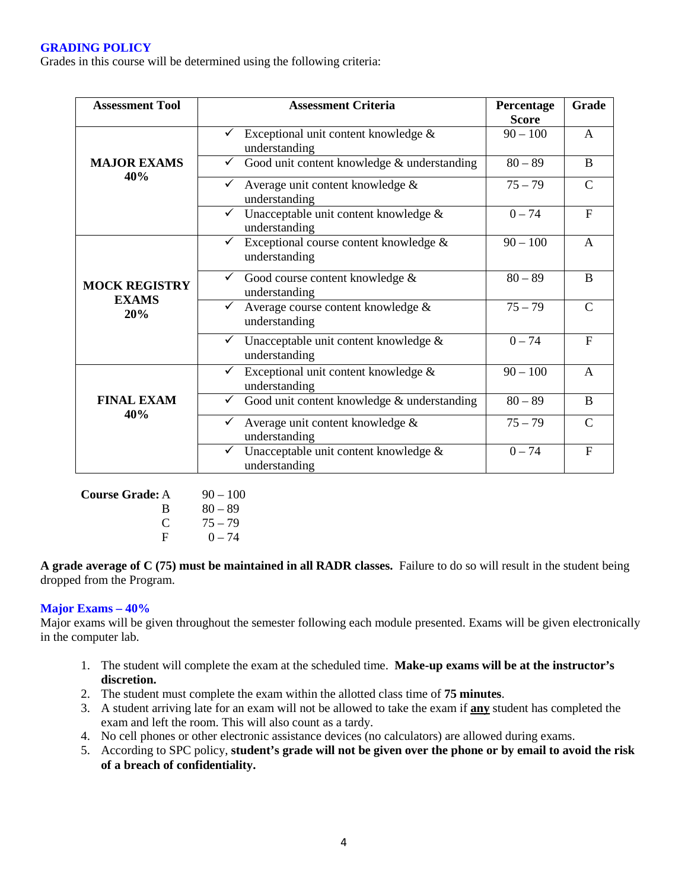## GRADING POLICY

Grades in this course will be determined using the following criteria:

| Assessment Tool | Assessment Criteria | Percentage Score | Grade |
|---|---|---|---|
| **MAJOR EXAMS 40%** | ✓ Exceptional unit content knowledge & understanding | 90 – 100 | A |
| | ✓ Good unit content knowledge & understanding | 80 – 89 | B |
| | ✓ Average unit content knowledge & understanding | 75 – 79 | C |
| | ✓ Unacceptable unit content knowledge & understanding | 0 – 74 | F |
| **MOCK REGISTRY EXAMS 20%** | ✓ Exceptional course content knowledge & understanding | 90 – 100 | A |
| | ✓ Good course content knowledge & understanding | 80 – 89 | B |
| | ✓ Average course content knowledge & understanding | 75 – 79 | C |
| | ✓ Unacceptable unit content knowledge & understanding | 0 – 74 | F |
| **FINAL EXAM 40%** | ✓ Exceptional unit content knowledge & understanding | 90 – 100 | A |
| | ✓ Good unit knowledge & understanding | 80 – 89 | B |
| | ✓ Average unit content knowledge & understanding | 75 – 79 | C |
| | ✓ Unacceptable unit content knowledge & understanding | 0 – 74 | F |

**Course Grade:**

| Grade | Range |
|---|---|
| A | 90 – 100 |
| B | 80 – 89 |
| C | 75 – 79 |
| F | 0 – 74 |

**A grade average of C (75) must be maintained in all RADR classes.** Failure to do so will result in the student being dropped from the Program.

### Major Exams – 40%

Major exams will be given throughout the semester following each module presented. Exams will be given electronically in the computer lab.

1. The student will complete the exam at the scheduled time. **Make-up exams will be at the instructor's discretion.**
2. The student must complete the exam within the allotted class time of **75 minutes**.
3. A student arriving late for an exam will not be allowed to take the exam if **<u>any</u>** student has completed the exam and left the room. This will also count as a tardy.
4. No cell phones or other electronic assistance devices (no calculators) are allowed during exams.
5. According to SPC policy, **student's grade will not be given over the phone or by email to avoid the risk of a breach of confidentiality.**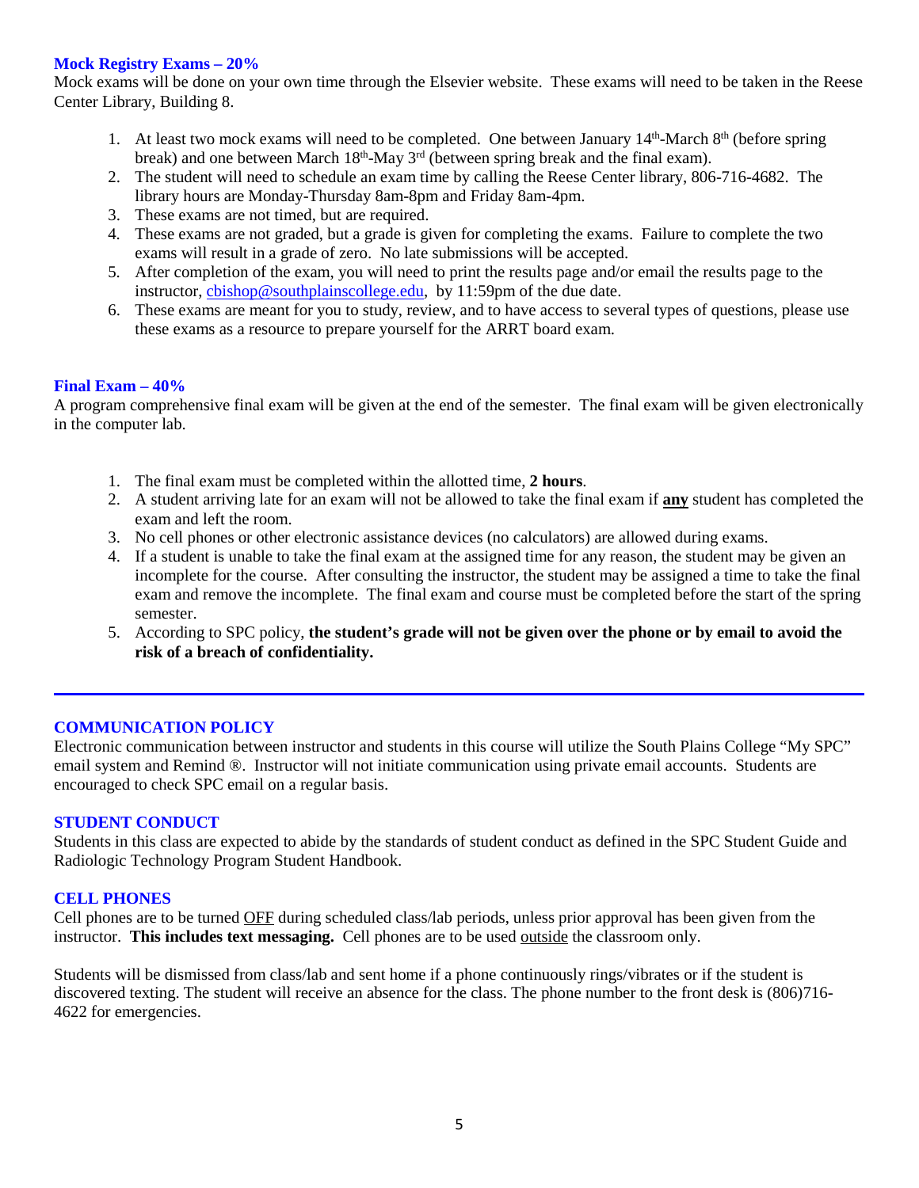### Mock Registry Exams – 20%

Mock exams will be done on your own time through the Elsevier website. These exams will need to be taken in the Reese Center Library, Building 8.

1. At least two mock exams will need to be completed. One between January 14th-March 8th (before spring break) and one between March 18th-May 3rd (between spring break and the final exam).
2. The student will need to schedule an exam time by calling the Reese Center library, 806-716-4682. The library hours are Monday-Thursday 8am-8pm and Friday 8am-4pm.
3. These exams are not timed, but are required.
4. These exams are not graded, but a grade is given for completing the exams. Failure to complete the two exams will result in a grade of zero. No late submissions will be accepted.
5. After completion of the exam, you will need to print the results page and/or email the results page to the instructor, cbishop@southplainscollege.edu, by 11:59pm of the due date.
6. These exams are meant for you to study, review, and to have access to several types of questions, please use these exams as a resource to prepare yourself for the ARRT board exam.

### Final Exam – 40%

A program comprehensive final exam will be given at the end of the semester. The final exam will be given electronically in the computer lab.

1. The final exam must be completed within the allotted time, **2 hours**.
2. A student arriving late for an exam will not be allowed to take the final exam if **any** student has completed the exam and left the room.
3. No cell phones or other electronic assistance devices (no calculators) are allowed during exams.
4. If a student is unable to take the final exam at the assigned time for any reason, the student may be given an incomplete for the course. After consulting the instructor, the student may be assigned a time to take the final exam and remove the incomplete. The final exam and course must be completed before the start of the spring semester.
5. According to SPC policy, **the student's grade will not be given over the phone or by email to avoid the risk of a breach of confidentiality.**

---

### COMMUNICATION POLICY

Electronic communication between instructor and students in this course will utilize the South Plains College "My SPC" email system and Remind ®. Instructor will not initiate communication using private email accounts. Students are encouraged to check SPC email on a regular basis.

### STUDENT CONDUCT

Students in this class are expected to abide by the standards of student conduct as defined in the SPC Student Guide and Radiologic Technology Program Student Handbook.

### CELL PHONES

Cell phones are to be turned OFF during scheduled class/lab periods, unless prior approval has been given from the instructor. **This includes text messaging.** Cell phones are to be used outside the classroom only.

Students will be dismissed from class/lab and sent home if a phone continuously rings/vibrates or if the student is discovered texting. The student will receive an absence for the class. The phone number to the front desk is (806)716-4622 for emergencies.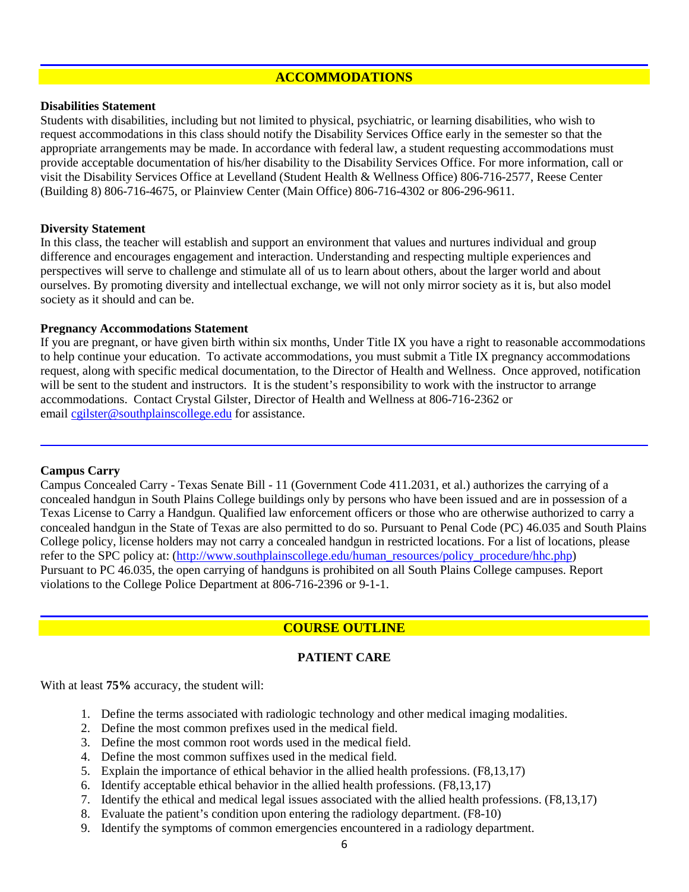## ACCOMMODATIONS

**Disabilities Statement**

Students with disabilities, including but not limited to physical, psychiatric, or learning disabilities, who wish to request accommodations in this class should notify the Disability Services Office early in the semester so that the appropriate arrangements may be made. In accordance with federal law, a student requesting accommodations must provide acceptable documentation of his/her disability to the Disability Services Office. For more information, call or visit the Disability Services Office at Levelland (Student Health & Wellness Office) 806-716-2577, Reese Center (Building 8) 806-716-4675, or Plainview Center (Main Office) 806-716-4302 or 806-296-9611.

**Diversity Statement**

In this class, the teacher will establish and support an environment that values and nurtures individual and group difference and encourages engagement and interaction. Understanding and respecting multiple experiences and perspectives will serve to challenge and stimulate all of us to learn about others, about the larger world and about ourselves. By promoting diversity and intellectual exchange, we will not only mirror society as it is, but also model society as it should and can be.

**Pregnancy Accommodations Statement**

If you are pregnant, or have given birth within six months, Under Title IX you have a right to reasonable accommodations to help continue your education. To activate accommodations, you must submit a Title IX pregnancy accommodations request, along with specific medical documentation, to the Director of Health and Wellness. Once approved, notification will be sent to the student and instructors. It is the student's responsibility to work with the instructor to arrange accommodations. Contact Crystal Gilster, Director of Health and Wellness at 806-716-2362 or email cgilster@southplainscollege.edu for assistance.

**Campus Carry**

Campus Concealed Carry - Texas Senate Bill - 11 (Government Code 411.2031, et al.) authorizes the carrying of a concealed handgun in South Plains College buildings only by persons who have been issued and are in possession of a Texas License to Carry a Handgun. Qualified law enforcement officers or those who are otherwise authorized to carry a concealed handgun in the State of Texas are also permitted to do so. Pursuant to Penal Code (PC) 46.035 and South Plains College policy, license holders may not carry a concealed handgun in restricted locations. For a list of locations, please refer to the SPC policy at: (http://www.southplainscollege.edu/human_resources/policy_procedure/hhc.php) Pursuant to PC 46.035, the open carrying of handguns is prohibited on all South Plains College campuses. Report violations to the College Police Department at 806-716-2396 or 9-1-1.

## COURSE OUTLINE

### PATIENT CARE

With at least **75%** accuracy, the student will:

1. Define the terms associated with radiologic technology and other medical imaging modalities.
2. Define the most common prefixes used in the medical field.
3. Define the most common root words used in the medical field.
4. Define the most common suffixes used in the medical field.
5. Explain the importance of ethical behavior in the allied health professions. (F8,13,17)
6. Identify acceptable ethical behavior in the allied health professions. (F8,13,17)
7. Identify the ethical and medical legal issues associated with the allied health professions. (F8,13,17)
8. Evaluate the patient's condition upon entering the radiology department. (F8-10)
9. Identify the symptoms of common emergencies encountered in a radiology department.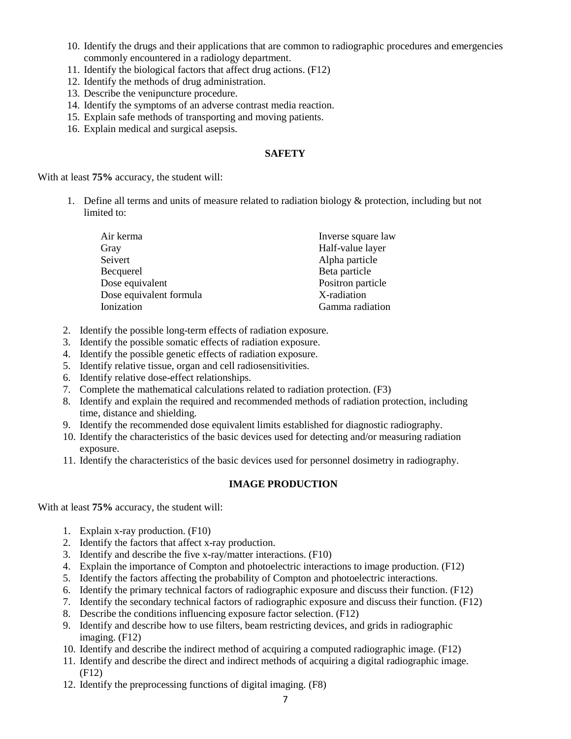10. Identify the drugs and their applications that are common to radiographic procedures and emergencies commonly encountered in a radiology department.
11. Identify the biological factors that affect drug actions. (F12)
12. Identify the methods of drug administration.
13. Describe the venipuncture procedure.
14. Identify the symptoms of an adverse contrast media reaction.
15. Explain safe methods of transporting and moving patients.
16. Explain medical and surgical asepsis.

## SAFETY

With at least **75%** accuracy, the student will:

1. Define all terms and units of measure related to radiation biology & protection, including but not limited to:

   - Air kerma
   - Gray
   - Seivert
   - Becquerel
   - Dose equivalent
   - Dose equivalent formula
   - Ionization
   - Inverse square law
   - Half-value layer
   - Alpha particle
   - Beta particle
   - Positron particle
   - X-radiation
   - Gamma radiation

2. Identify the possible long-term effects of radiation exposure.
3. Identify the possible somatic effects of radiation exposure.
4. Identify the possible genetic effects of radiation exposure.
5. Identify relative tissue, organ and cell radiosensitivities.
6. Identify relative dose-effect relationships.
7. Complete the mathematical calculations related to radiation protection. (F3)
8. Identify and explain the required and recommended methods of radiation protection, including time, distance and shielding.
9. Identify the recommended dose equivalent limits established for diagnostic radiography.
10. Identify the characteristics of the basic devices used for detecting and/or measuring radiation exposure.
11. Identify the characteristics of the basic devices used for personnel dosimetry in radiography.

## IMAGE PRODUCTION

With at least **75%** accuracy, the student will:

1. Explain x-ray production. (F10)
2. Identify the factors that affect x-ray production.
3. Identify and describe the five x-ray/matter interactions. (F10)
4. Explain the importance of Compton and photoelectric interactions to image production. (F12)
5. Identify the factors affecting the probability of Compton and photoelectric interactions.
6. Identify the primary technical factors of radiographic exposure and discuss their function. (F12)
7. Identify the secondary technical factors of radiographic exposure and discuss their function. (F12)
8. Describe the conditions influencing exposure factor selection. (F12)
9. Identify and describe how to use filters, beam restricting devices, and grids in radiographic imaging. (F12)
10. Identify and describe the indirect method of acquiring a computed radiographic image. (F12)
11. Identify and describe the direct and indirect methods of acquiring a digital radiographic image. (F12)
12. Identify the preprocessing functions of digital imaging. (F8)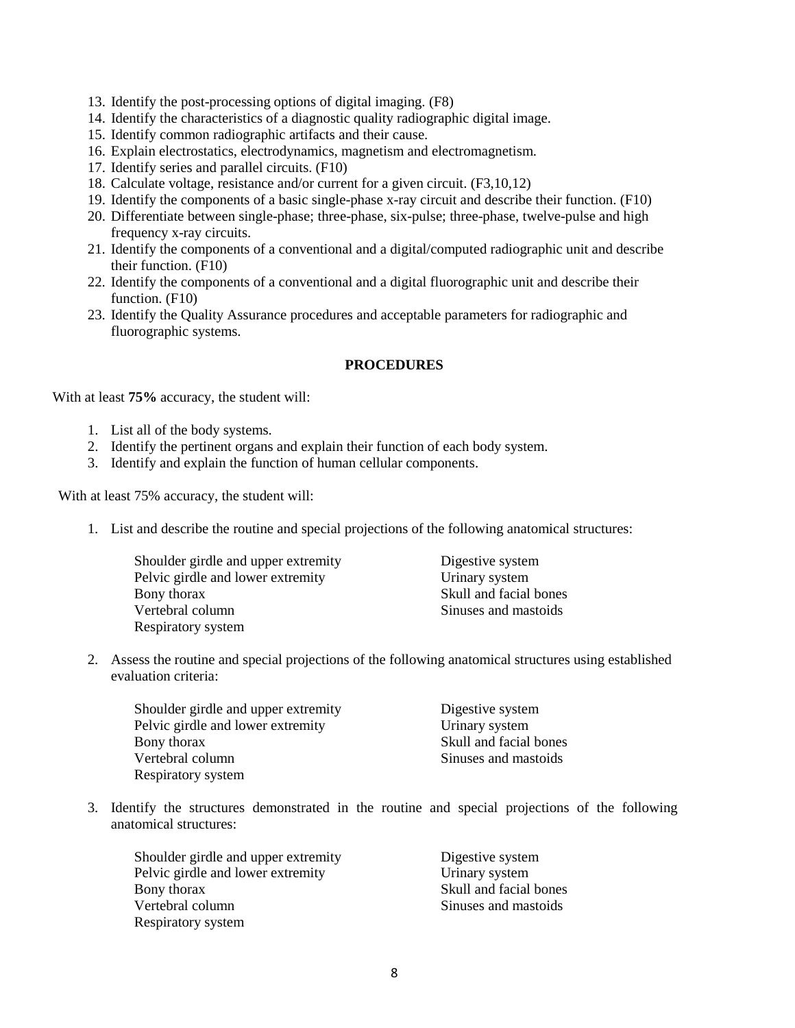13. Identify the post-processing options of digital imaging. (F8)
14. Identify the characteristics of a diagnostic quality radiographic digital image.
15. Identify common radiographic artifacts and their cause.
16. Explain electrostatics, electrodynamics, magnetism and electromagnetism.
17. Identify series and parallel circuits. (F10)
18. Calculate voltage, resistance and/or current for a given circuit. (F3,10,12)
19. Identify the components of a basic single-phase x-ray circuit and describe their function. (F10)
20. Differentiate between single-phase; three-phase, six-pulse; three-phase, twelve-pulse and high frequency x-ray circuits.
21. Identify the components of a conventional and a digital/computed radiographic unit and describe their function. (F10)
22. Identify the components of a conventional and a digital fluorographic unit and describe their function. (F10)
23. Identify the Quality Assurance procedures and acceptable parameters for radiographic and fluorographic systems.

**PROCEDURES**

With at least **75%** accuracy, the student will:

1. List all of the body systems.
2. Identify the pertinent organs and explain their function of each body system.
3. Identify and explain the function of human cellular components.

With at least 75% accuracy, the student will:

1. List and describe the routine and special projections of the following anatomical structures:

   Shoulder girdle and upper extremity
   Pelvic girdle and lower extremity
   Bony thorax
   Vertebral column
   Respiratory system
   Digestive system
   Urinary system
   Skull and facial bones
   Sinuses and mastoids

2. Assess the routine and special projections of the following anatomical structures using established evaluation criteria:

   Shoulder girdle and upper extremity
   Pelvic girdle and lower extremity
   Bony thorax
   Vertebral column
   Respiratory system
   Digestive system
   Urinary system
   Skull and facial bones
   Sinuses and mastoids

3. Identify the structures demonstrated in the routine and special projections of the following anatomical structures:

   Shoulder girdle and upper extremity
   Pelvic girdle and lower extremity
   Bony thorax
   Vertebral column
   Respiratory system
   Digestive system
   Urinary system
   Skull and facial bones
   Sinuses and mastoids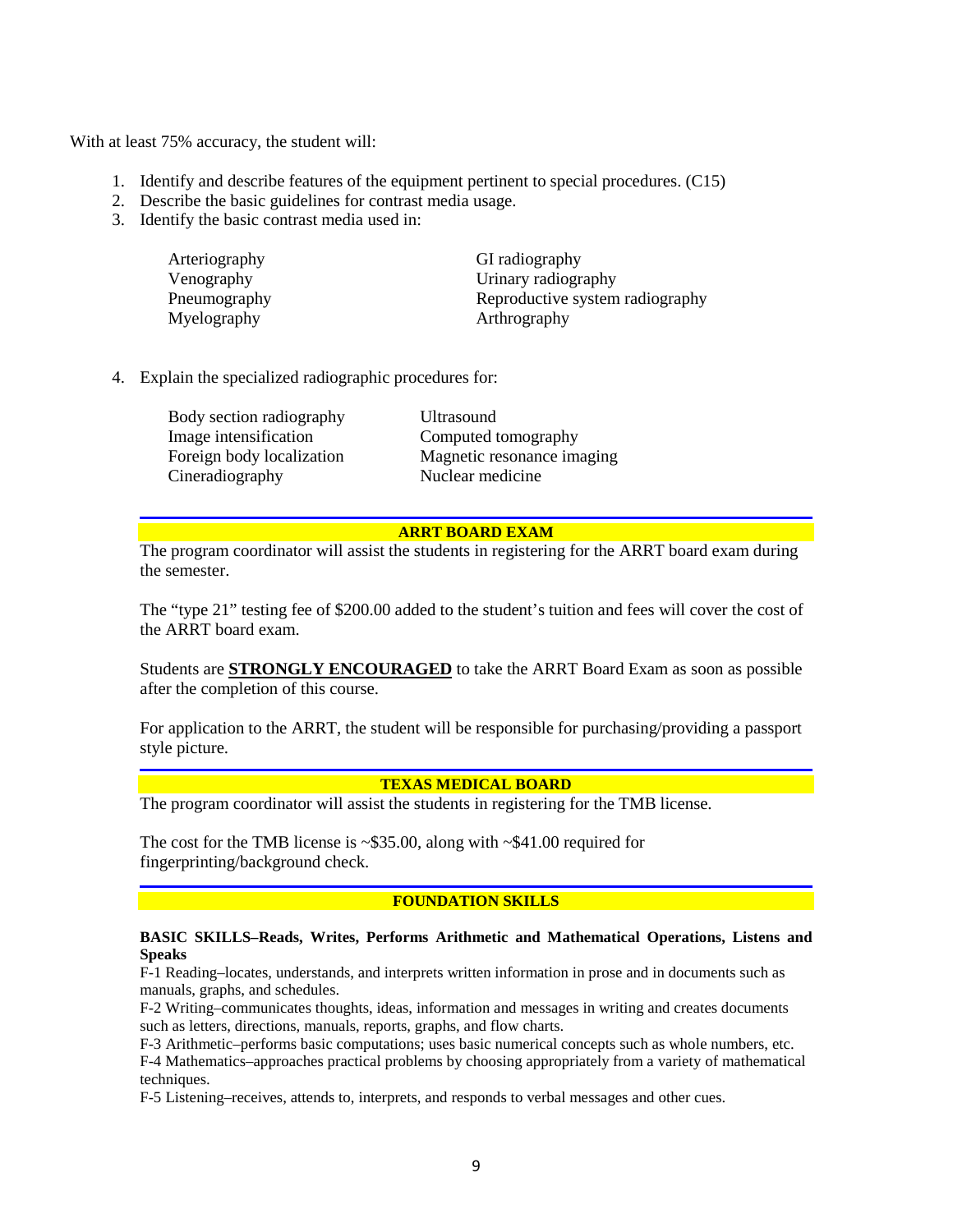With at least 75% accuracy, the student will:

1. Identify and describe features of the equipment pertinent to special procedures. (C15)
2. Describe the basic guidelines for contrast media usage.
3. Identify the basic contrast media used in:

   | | |
   |---|---|
   | Arteriography | GI radiography |
   | Venography | Urinary radiography |
   | Pneumography | Reproductive system radiography |
   | Myelography | Arthrography |

4. Explain the specialized radiographic procedures for:

   | | |
   |---|---|
   | Body section radiography | Ultrasound |
   | Image intensification | Computed tomography |
   | Foreign body localization | Magnetic resonance imaging |
   | Cineradiography | Nuclear medicine |

## ARRT BOARD EXAM

The program coordinator will assist the students in registering for the ARRT board exam during the semester.

The "type 21" testing fee of $200.00 added to the student's tuition and fees will cover the cost of the ARRT board exam.

Students are **STRONGLY ENCOURAGED** to take the ARRT Board Exam as soon as possible after the completion of this course.

For application to the ARRT, the student will be responsible for purchasing/providing a passport style picture.

## TEXAS MEDICAL BOARD

The program coordinator will assist the students in registering for the TMB license.

The cost for the TMB license is ~$35.00, along with ~$41.00 required for fingerprinting/background check.

## FOUNDATION SKILLS

**BASIC SKILLS–Reads, Writes, Performs Arithmetic and Mathematical Operations, Listens and Speaks**

F-1 Reading–locates, understands, and interprets written information in prose and in documents such as manuals, graphs, and schedules.

F-2 Writing–communicates thoughts, ideas, information and messages in writing and creates documents such as letters, directions, manuals, reports, graphs, and flow charts.

F-3 Arithmetic–performs basic computations; uses basic numerical concepts such as whole numbers, etc.

F-4 Mathematics–approaches practical problems by choosing appropriately from a variety of mathematical techniques.

F-5 Listening–receives, attends to, interprets, and responds to verbal messages and other cues.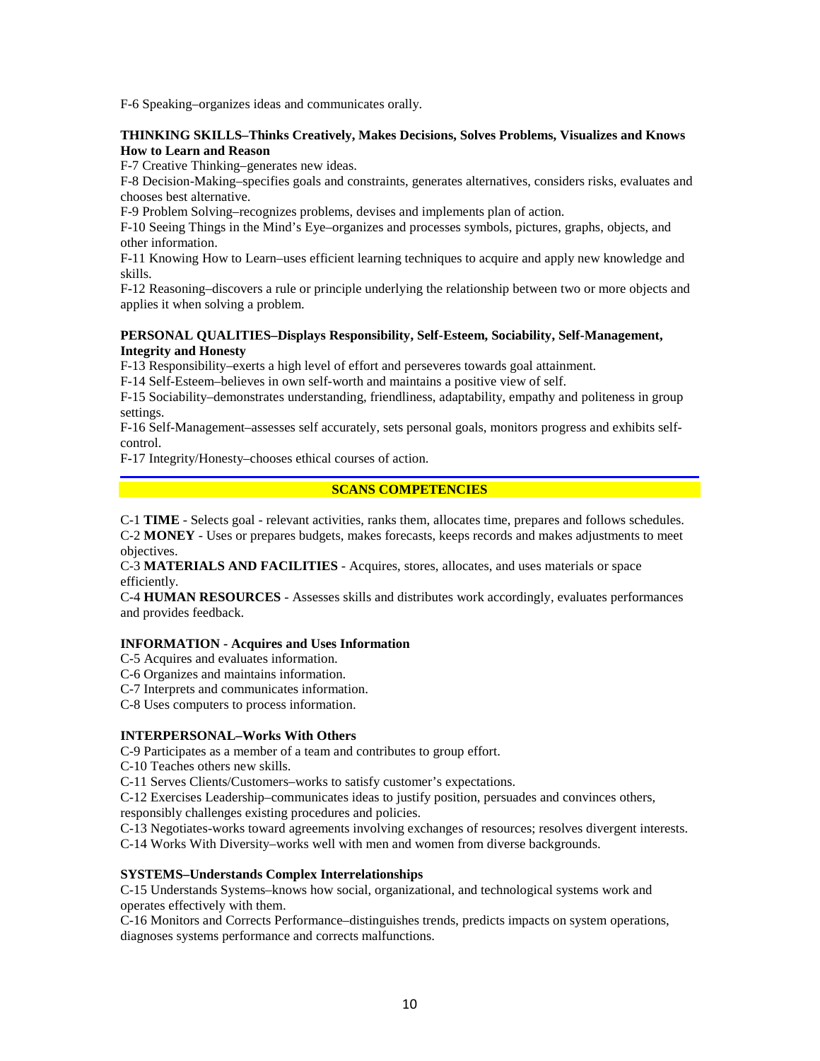F-6 Speaking–organizes ideas and communicates orally.

**THINKING SKILLS–Thinks Creatively, Makes Decisions, Solves Problems, Visualizes and Knows How to Learn and Reason**

F-7 Creative Thinking–generates new ideas.

F-8 Decision-Making–specifies goals and constraints, generates alternatives, considers risks, evaluates and chooses best alternative.

F-9 Problem Solving–recognizes problems, devises and implements plan of action.

F-10 Seeing Things in the Mind's Eye–organizes and processes symbols, pictures, graphs, objects, and other information.

F-11 Knowing How to Learn–uses efficient learning techniques to acquire and apply new knowledge and skills.

F-12 Reasoning–discovers a rule or principle underlying the relationship between two or more objects and applies it when solving a problem.

**PERSONAL QUALITIES–Displays Responsibility, Self-Esteem, Sociability, Self-Management, Integrity and Honesty**

F-13 Responsibility–exerts a high level of effort and perseveres towards goal attainment.

F-14 Self-Esteem–believes in own self-worth and maintains a positive view of self.

F-15 Sociability–demonstrates understanding, friendliness, adaptability, empathy and politeness in group settings.

F-16 Self-Management–assesses self accurately, sets personal goals, monitors progress and exhibits self-control.

F-17 Integrity/Honesty–chooses ethical courses of action.

## SCANS COMPETENCIES

C-1 **TIME** - Selects goal - relevant activities, ranks them, allocates time, prepares and follows schedules.

C-2 **MONEY** - Uses or prepares budgets, makes forecasts, keeps records and makes adjustments to meet objectives.

C-3 **MATERIALS AND FACILITIES** - Acquires, stores, allocates, and uses materials or space efficiently.

C-4 **HUMAN RESOURCES** - Assesses skills and distributes work accordingly, evaluates performances and provides feedback.

**INFORMATION - Acquires and Uses Information**

C-5 Acquires and evaluates information.

C-6 Organizes and maintains information.

C-7 Interprets and communicates information.

C-8 Uses computers to process information.

**INTERPERSONAL–Works With Others**

C-9 Participates as a member of a team and contributes to group effort.

C-10 Teaches others new skills.

C-11 Serves Clients/Customers–works to satisfy customer's expectations.

C-12 Exercises Leadership–communicates ideas to justify position, persuades and convinces others, responsibly challenges existing procedures and policies.

C-13 Negotiates-works toward agreements involving exchanges of resources; resolves divergent interests.

C-14 Works With Diversity–works well with men and women from diverse backgrounds.

**SYSTEMS–Understands Complex Interrelationships**

C-15 Understands Systems–knows how social, organizational, and technological systems work and operates effectively with them.

C-16 Monitors and Corrects Performance–distinguishes trends, predicts impacts on system operations, diagnoses systems performance and corrects malfunctions.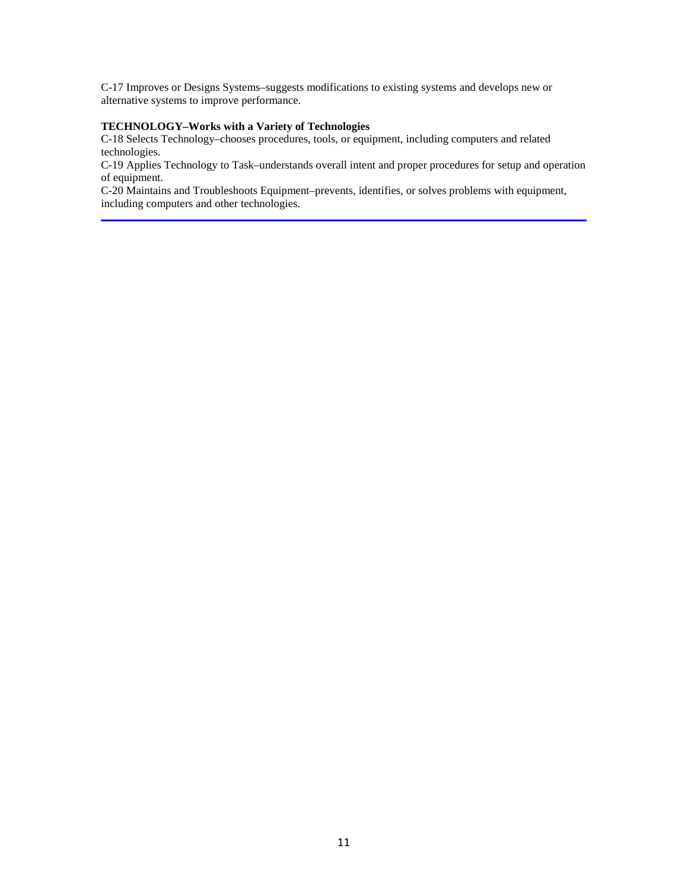C-17 Improves or Designs Systems–suggests modifications to existing systems and develops new or alternative systems to improve performance.

**TECHNOLOGY–Works with a Variety of Technologies**

C-18 Selects Technology–chooses procedures, tools, or equipment, including computers and related technologies.

C-19 Applies Technology to Task–understands overall intent and proper procedures for setup and operation of equipment.

C-20 Maintains and Troubleshoots Equipment–prevents, identifies, or solves problems with equipment, including computers and other technologies.

---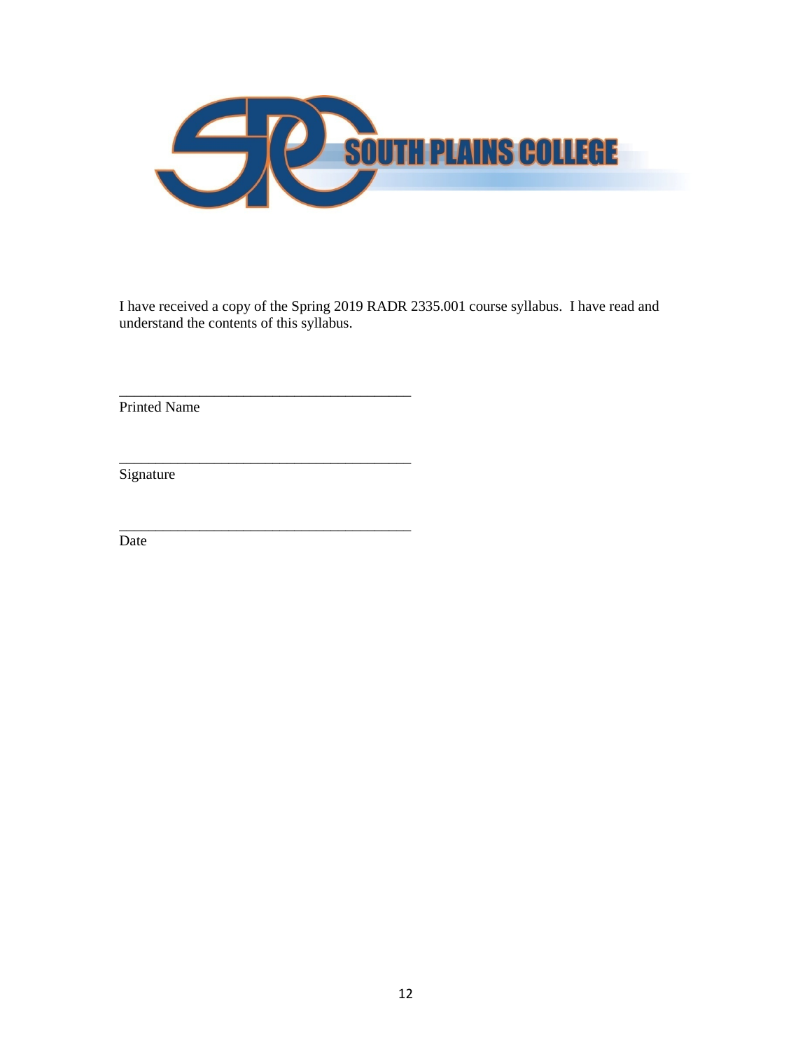SOUTH PLAINS COLLEGE

I have received a copy of the Spring 2019 RADR 2335.001 course syllabus. I have read and understand the contents of this syllabus.

\_\_\_\_\_\_\_\_\_\_\_\_\_\_\_\_\_\_\_\_\_\_\_\_\_\_\_\_\_\_\_\_\_\_\_\_\_\_\_\_

Printed Name

\_\_\_\_\_\_\_\_\_\_\_\_\_\_\_\_\_\_\_\_\_\_\_\_\_\_\_\_\_\_\_\_\_\_\_\_\_\_\_\_

Signature

\_\_\_\_\_\_\_\_\_\_\_\_\_\_\_\_\_\_\_\_\_\_\_\_\_\_\_\_\_\_\_\_\_\_\_\_\_\_\_\_

Date